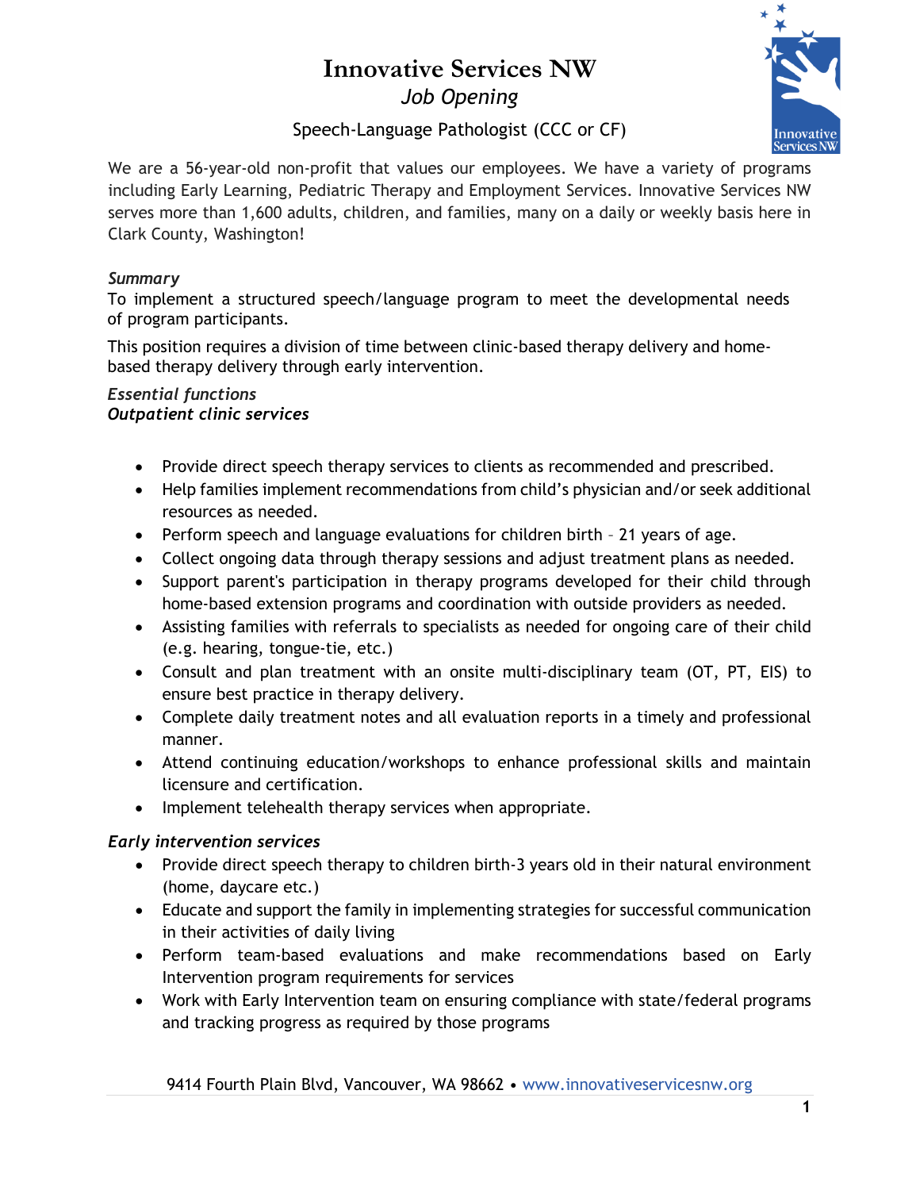# Innovative Services NW

## *Job Opening*

### Speech-Language Pathologist (CCC or CF)

We are a 56-year-old non-profit that values our employees. We have a variety of programs including Early Learning, Pediatric Therapy and Employment Services. Innovative Services NW serves more than 1,600 adults, children, and families, many on a daily or weekly basis here in Clark County, Washington!

*Summary*

To implement a structured speech/language program to meet the developmental needs of program participants.

This position requires a division of time between clinic-based therapy delivery and home-based therapy delivery through early intervention.

*Essential functions*

***Outpatient clinic services***

- Provide direct speech therapy services to clients as recommended and prescribed.
- Help families implement recommendations from child's physician and/or seek additional resources as needed.
- Perform speech and language evaluations for children birth – 21 years of age.
- Collect ongoing data through therapy sessions and adjust treatment plans as needed.
- Support parent's participation in therapy programs developed for their child through home-based extension programs and coordination with outside providers as needed.
- Assisting families with referrals to specialists as needed for ongoing care of their child (e.g. hearing, tongue-tie, etc.)
- Consult and plan treatment with an onsite multi-disciplinary team (OT, PT, EIS) to ensure best practice in therapy delivery.
- Complete daily treatment notes and all evaluation reports in a timely and professional manner.
- Attend continuing education/workshops to enhance professional skills and maintain licensure and certification.
- Implement telehealth therapy services when appropriate.

*Early intervention services*

- Provide direct speech therapy to children birth-3 years old in their natural environment (home, daycare etc.)
- Educate and support the family in implementing strategies for successful communication in their activities of daily living
- Perform team-based evaluations and make recommendations based on Early Intervention program requirements for services
- Work with Early Intervention team on ensuring compliance with state/federal programs and tracking progress as required by those programs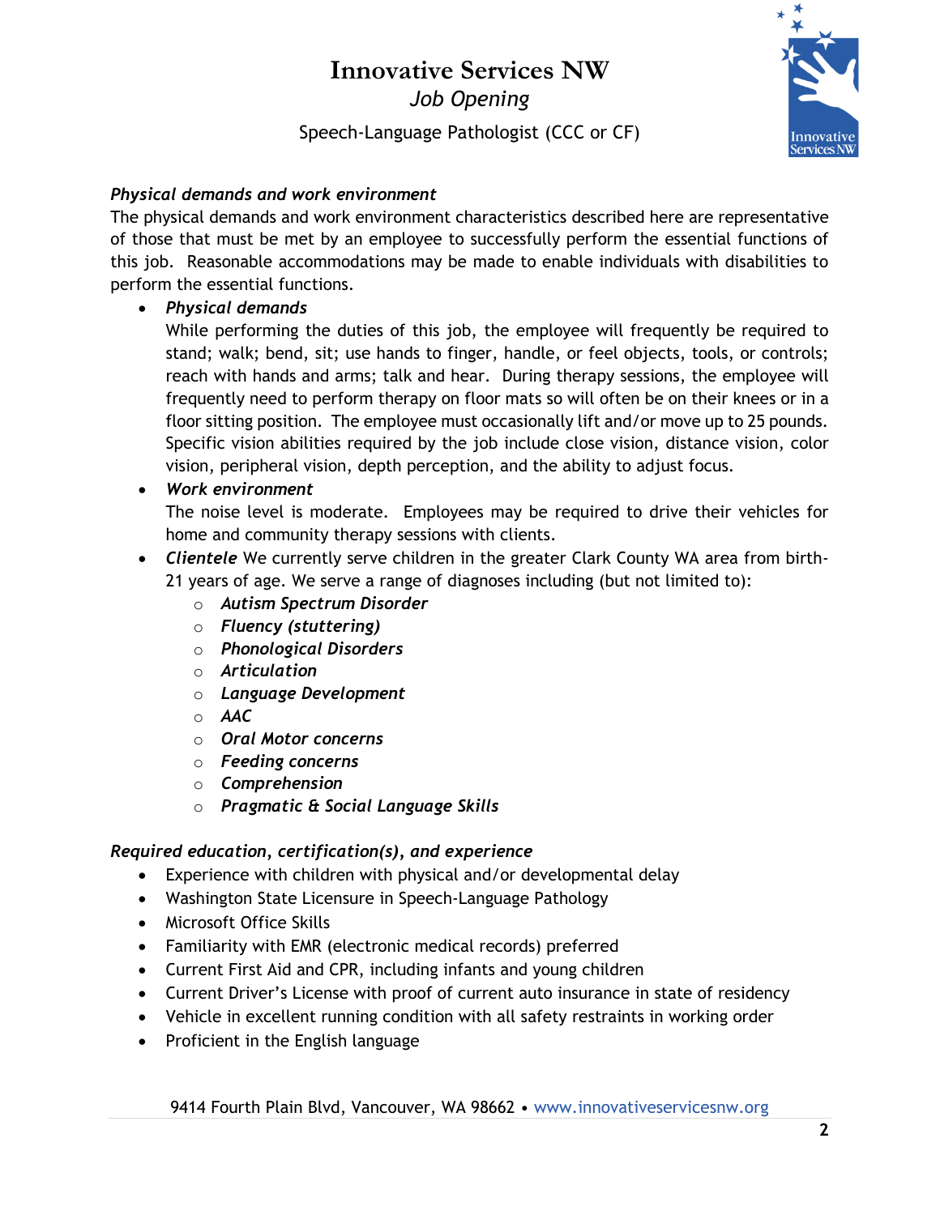# Innovative Services NW

*Job Opening*

Speech-Language Pathologist (CCC or CF)

***Physical demands and work environment***

The physical demands and work environment characteristics described here are representative of those that must be met by an employee to successfully perform the essential functions of this job. Reasonable accommodations may be made to enable individuals with disabilities to perform the essential functions.

- ***Physical demands***
  While performing the duties of this job, the employee will frequently be required to stand; walk; bend, sit; use hands to finger, handle, or feel objects, tools, or controls; reach with hands and arms; talk and hear. During therapy sessions, the employee will frequently need to perform therapy on floor mats so will often be on their knees or in a floor sitting position. The employee must occasionally lift and/or move up to 25 pounds. Specific vision abilities required by the job include close vision, distance vision, color vision, peripheral vision, depth perception, and the ability to adjust focus.
- ***Work environment***
  The noise level is moderate. Employees may be required to drive their vehicles for home and community therapy sessions with clients.
- ***Clientele*** We currently serve children in the greater Clark County WA area from birth-21 years of age. We serve a range of diagnoses including (but not limited to):
  - ***Autism Spectrum Disorder***
  - ***Fluency (stuttering)***
  - ***Phonological Disorders***
  - ***Articulation***
  - ***Language Development***
  - ***AAC***
  - ***Oral Motor concerns***
  - ***Feeding concerns***
  - ***Comprehension***
  - ***Pragmatic & Social Language Skills***

***Required education, certification(s), and experience***

- Experience with children with physical and/or developmental delay
- Washington State Licensure in Speech-Language Pathology
- Microsoft Office Skills
- Familiarity with EMR (electronic medical records) preferred
- Current First Aid and CPR, including infants and young children
- Current Driver's License with proof of current auto insurance in state of residency
- Vehicle in excellent running condition with all safety restraints in working order
- Proficient in the English language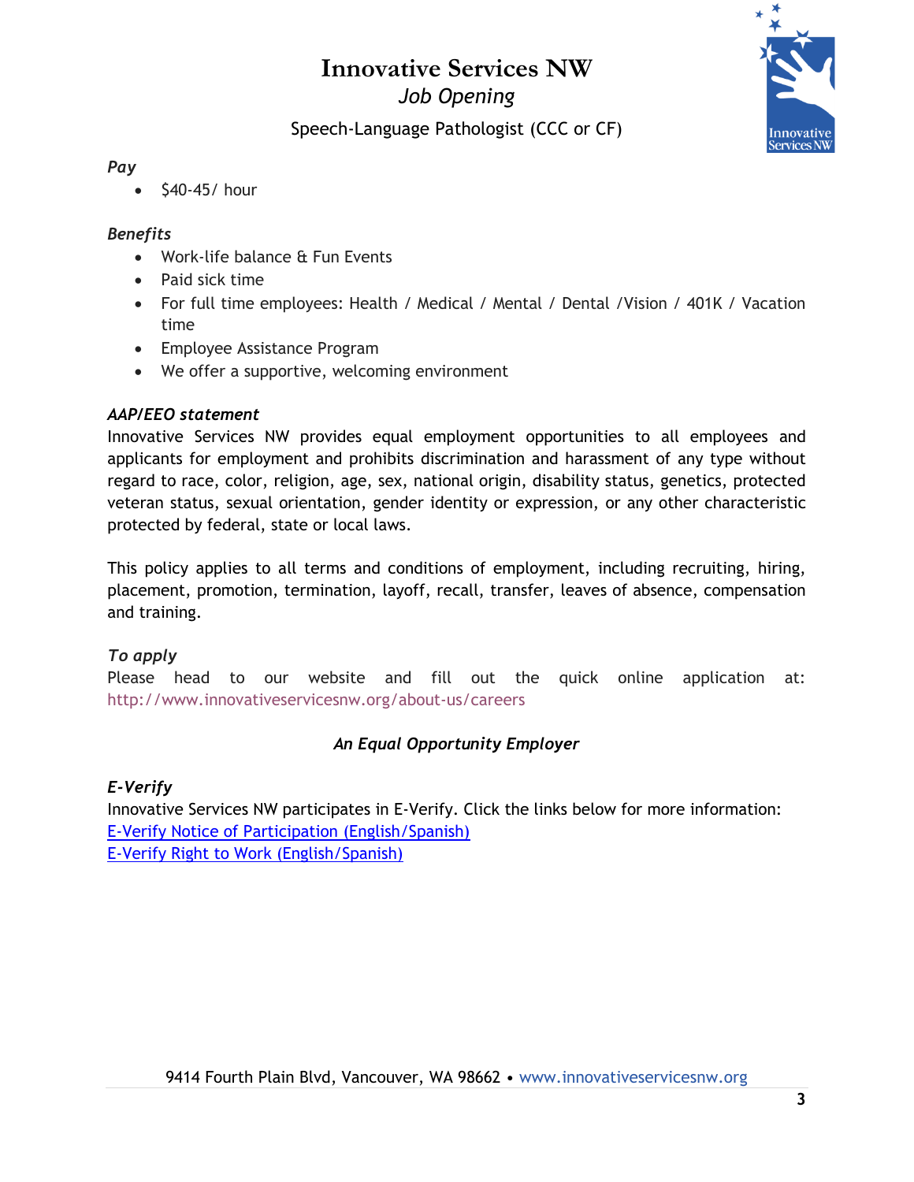# Innovative Services NW

*Job Opening*

Speech-Language Pathologist (CCC or CF)

***Pay***

- $40-45/ hour

***Benefits***

- Work-life balance & Fun Events
- Paid sick time
- For full time employees: Health / Medical / Mental / Dental /Vision / 401K / Vacation time
- Employee Assistance Program
- We offer a supportive, welcoming environment

***AAP/EEO statement***

Innovative Services NW provides equal employment opportunities to all employees and applicants for employment and prohibits discrimination and harassment of any type without regard to race, color, religion, age, sex, national origin, disability status, genetics, protected veteran status, sexual orientation, gender identity or expression, or any other characteristic protected by federal, state or local laws.

This policy applies to all terms and conditions of employment, including recruiting, hiring, placement, promotion, termination, layoff, recall, transfer, leaves of absence, compensation and training.

***To apply***

Please head to our website and fill out the quick online application at: http://www.innovativeservicesnw.org/about-us/careers

***An Equal Opportunity Employer***

***E-Verify***

Innovative Services NW participates in E-Verify. Click the links below for more information:
E-Verify Notice of Participation (English/Spanish)
E-Verify Right to Work (English/Spanish)

9414 Fourth Plain Blvd, Vancouver, WA 98662 • www.innovativeservicesnw.org